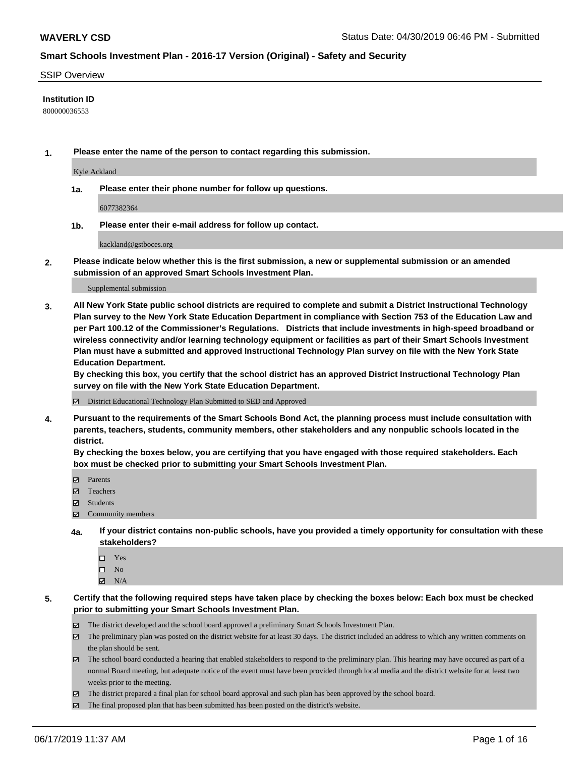# Smart Schools Investment Plan - 2016-17 Version (Original) - Safety and Security

SSIP Overview

**Institution ID**

800000036553

**1. Please enter the name of the person to contact regarding this submission.**

Kyle Ackland

**1a. Please enter their phone number for follow up questions.**

6077382364

**1b. Please enter their e-mail address for follow up contact.**

kackland@gstboces.org

**2. Please indicate below whether this is the first submission, a new or supplemental submission or an amended submission of an approved Smart Schools Investment Plan.**

Supplemental submission

**3. All New York State public school districts are required to complete and submit a District Instructional Technology Plan survey to the New York State Education Department in compliance with Section 753 of the Education Law and per Part 100.12 of the Commissioner's Regulations. Districts that include investments in high-speed broadband or wireless connectivity and/or learning technology equipment or facilities as part of their Smart Schools Investment Plan must have a submitted and approved Instructional Technology Plan survey on file with the New York State Education Department.**
**By checking this box, you certify that the school district has an approved District Instructional Technology Plan survey on file with the New York State Education Department.**

- ☑ District Educational Technology Plan Submitted to SED and Approved

**4. Pursuant to the requirements of the Smart Schools Bond Act, the planning process must include consultation with parents, teachers, students, community members, other stakeholders and any nonpublic schools located in the district.**
**By checking the boxes below, you are certifying that you have engaged with those required stakeholders. Each box must be checked prior to submitting your Smart Schools Investment Plan.**

- ☑ Parents
- ☑ Teachers
- ☑ Students
- ☑ Community members

**4a. If your district contains non-public schools, have you provided a timely opportunity for consultation with these stakeholders?**

- ☐ Yes
- ☐ No
- ☑ N/A

**5. Certify that the following required steps have taken place by checking the boxes below: Each box must be checked prior to submitting your Smart Schools Investment Plan.**

- ☑ The district developed and the school board approved a preliminary Smart Schools Investment Plan.
- ☑ The preliminary plan was posted on the district website for at least 30 days. The district included an address to which any written comments on the plan should be sent.
- ☑ The school board conducted a hearing that enabled stakeholders to respond to the preliminary plan. This hearing may have occured as part of a normal Board meeting, but adequate notice of the event must have been provided through local media and the district website for at least two weeks prior to the meeting.
- ☑ The district prepared a final plan for school board approval and such plan has been approved by the school board.
- ☑ The final proposed plan that has been submitted has been posted on the district's website.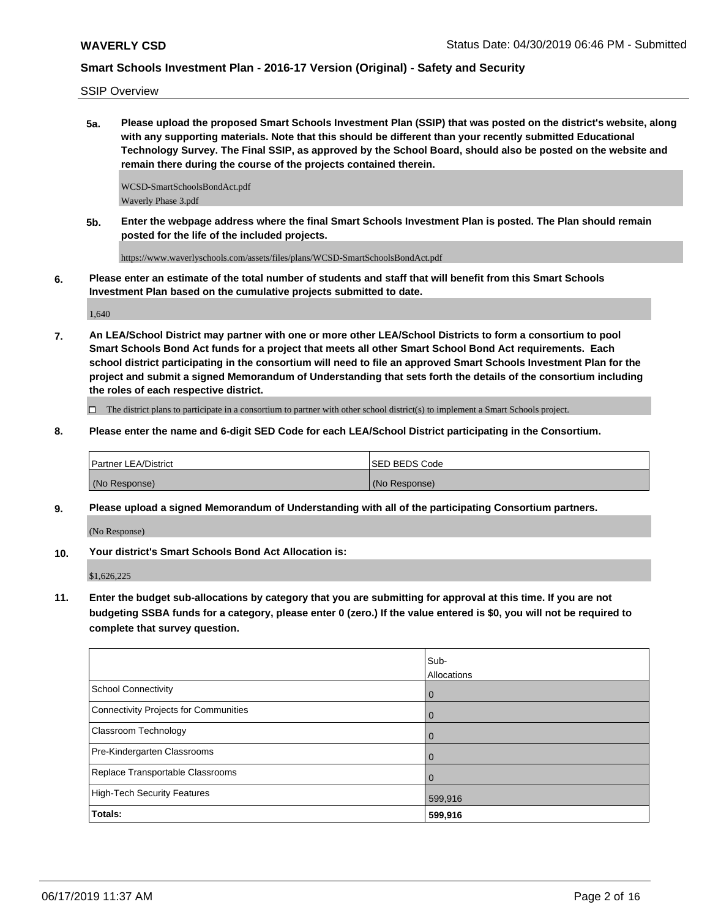SSIP Overview

**5a. Please upload the proposed Smart Schools Investment Plan (SSIP) that was posted on the district's website, along with any supporting materials. Note that this should be different than your recently submitted Educational Technology Survey. The Final SSIP, as approved by the School Board, should also be posted on the website and remain there during the course of the projects contained therein.**

WCSD-SmartSchoolsBondAct.pdf
Waverly Phase 3.pdf

**5b. Enter the webpage address where the final Smart Schools Investment Plan is posted. The Plan should remain posted for the life of the included projects.**

https://www.waverlyschools.com/assets/files/plans/WCSD-SmartSchoolsBondAct.pdf

**6. Please enter an estimate of the total number of students and staff that will benefit from this Smart Schools Investment Plan based on the cumulative projects submitted to date.**

1,640

**7. An LEA/School District may partner with one or more other LEA/School Districts to form a consortium to pool Smart Schools Bond Act funds for a project that meets all other Smart School Bond Act requirements. Each school district participating in the consortium will need to file an approved Smart Schools Investment Plan for the project and submit a signed Memorandum of Understanding that sets forth the details of the consortium including the roles of each respective district.**

☐ The district plans to participate in a consortium to partner with other school district(s) to implement a Smart Schools project.

**8. Please enter the name and 6-digit SED Code for each LEA/School District participating in the Consortium.**

| Partner LEA/District | SED BEDS Code |
|---|---|
| (No Response) | (No Response) |

**9. Please upload a signed Memorandum of Understanding with all of the participating Consortium partners.**

(No Response)

**10. Your district's Smart Schools Bond Act Allocation is:**

$1,626,225

**11. Enter the budget sub-allocations by category that you are submitting for approval at this time. If you are not budgeting SSBA funds for a category, please enter 0 (zero.) If the value entered is $0, you will not be required to complete that survey question.**

| | Sub-Allocations |
|---|---|
| School Connectivity | 0 |
| Connectivity Projects for Communities | 0 |
| Classroom Technology | 0 |
| Pre-Kindergarten Classrooms | 0 |
| Replace Transportable Classrooms | 0 |
| High-Tech Security Features | 599,916 |
| **Totals:** | **599,916** |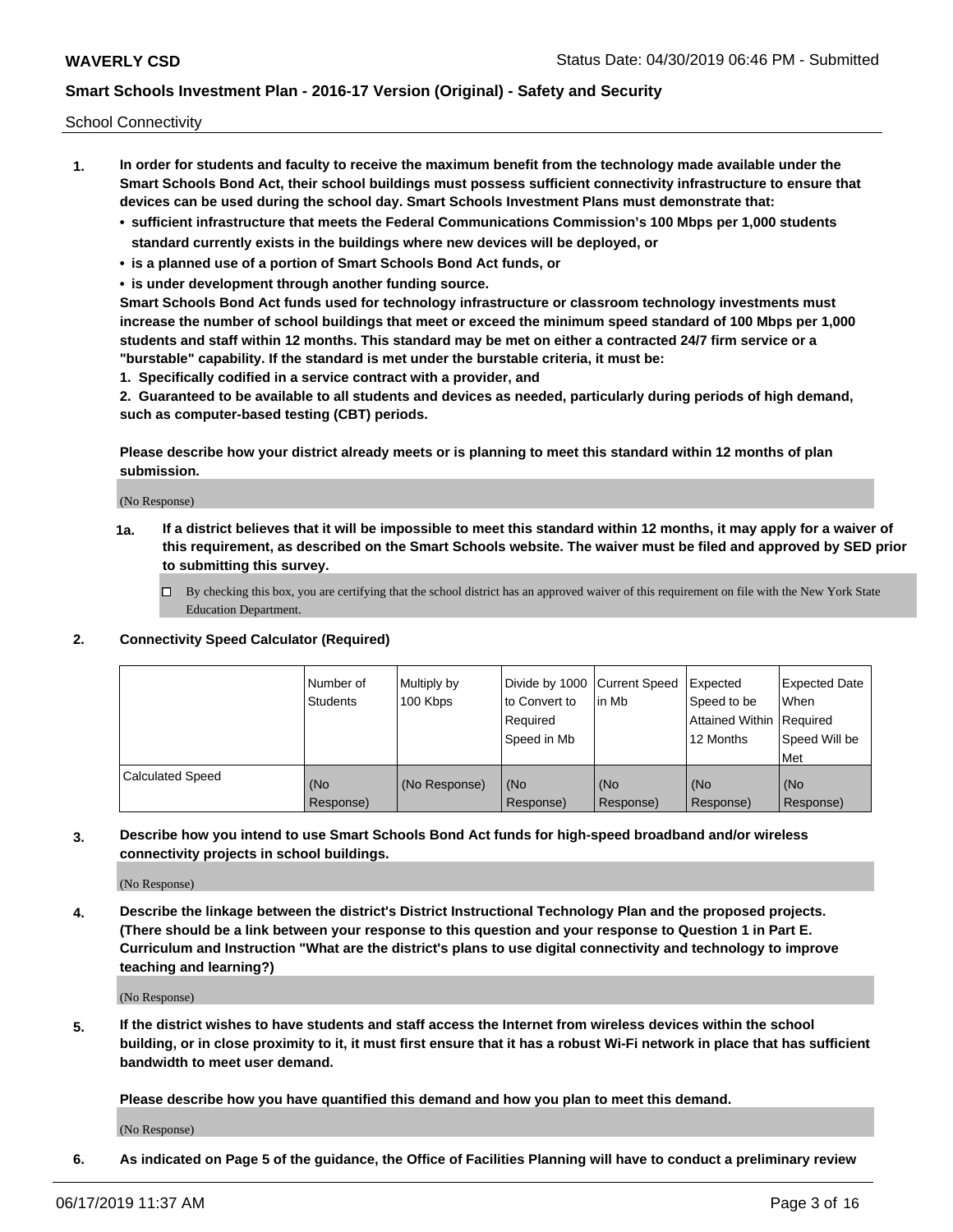School Connectivity

1. **In order for students and faculty to receive the maximum benefit from the technology made available under the Smart Schools Bond Act, their school buildings must possess sufficient connectivity infrastructure to ensure that devices can be used during the school day. Smart Schools Investment Plans must demonstrate that:**
   - **sufficient infrastructure that meets the Federal Communications Commission's 100 Mbps per 1,000 students standard currently exists in the buildings where new devices will be deployed, or**
   - **is a planned use of a portion of Smart Schools Bond Act funds, or**
   - **is under development through another funding source.**

   **Smart Schools Bond Act funds used for technology infrastructure or classroom technology investments must increase the number of school buildings that meet or exceed the minimum speed standard of 100 Mbps per 1,000 students and staff within 12 months. This standard may be met on either a contracted 24/7 firm service or a "burstable" capability. If the standard is met under the burstable criteria, it must be:**

   **1. Specifically codified in a service contract with a provider, and**

   **2. Guaranteed to be available to all students and devices as needed, particularly during periods of high demand, such as computer-based testing (CBT) periods.**

   **Please describe how your district already meets or is planning to meet this standard within 12 months of plan submission.**

   (No Response)

   **1a. If a district believes that it will be impossible to meet this standard within 12 months, it may apply for a waiver of this requirement, as described on the Smart Schools website. The waiver must be filed and approved by SED prior to submitting this survey.**

   ☐ By checking this box, you are certifying that the school district has an approved waiver of this requirement on file with the New York State Education Department.

2. **Connectivity Speed Calculator (Required)**

| | Number of Students | Multiply by 100 Kbps | Divide by 1000 to Convert to Required Speed in Mb | Current Speed in Mb | Expected Speed to be Attained Within 12 Months | Expected Date When Required Speed Will be Met |
|---|---|---|---|---|---|---|
| Calculated Speed | (No Response) | (No Response) | (No Response) | (No Response) | (No Response) | (No Response) |

3. **Describe how you intend to use Smart Schools Bond Act funds for high-speed broadband and/or wireless connectivity projects in school buildings.**

   (No Response)

4. **Describe the linkage between the district's District Instructional Technology Plan and the proposed projects. (There should be a link between your response to this question and your response to Question 1 in Part E. Curriculum and Instruction "What are the district's plans to use digital connectivity and technology to improve teaching and learning?)**

   (No Response)

5. **If the district wishes to have students and staff access the Internet from wireless devices within the school building, or in close proximity to it, it must first ensure that it has a robust Wi-Fi network in place that has sufficient bandwidth to meet user demand.**

   **Please describe how you have quantified this demand and how you plan to meet this demand.**

   (No Response)

6. **As indicated on Page 5 of the guidance, the Office of Facilities Planning will have to conduct a preliminary review**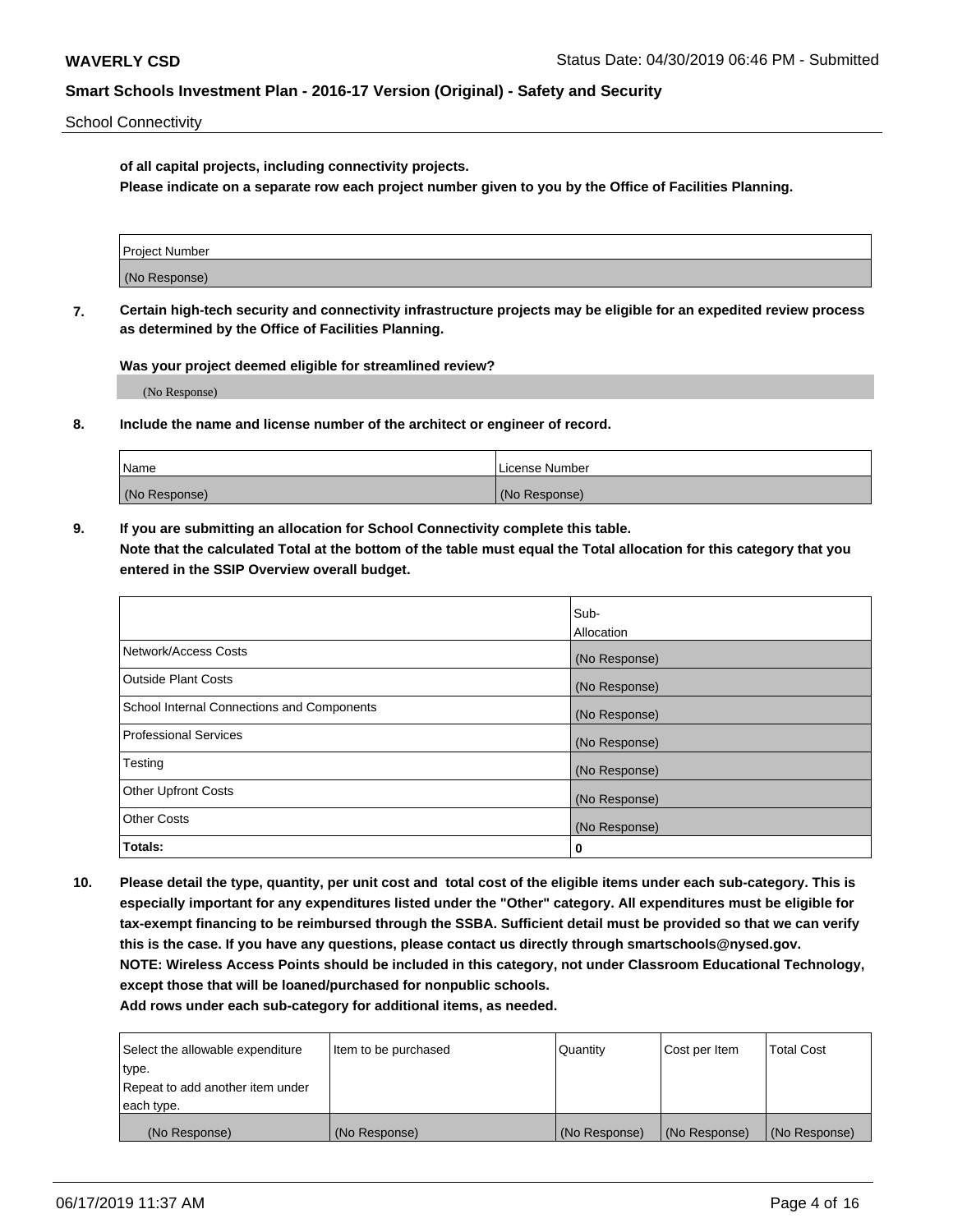of all capital projects, including connectivity projects.

**Please indicate on a separate row each project number given to you by the Office of Facilities Planning.**

| Project Number |
|---|
| (No Response) |

**7. Certain high-tech security and connectivity infrastructure projects may be eligible for an expedited review process as determined by the Office of Facilities Planning.**

**Was your project deemed eligible for streamlined review?**

(No Response)

**8. Include the name and license number of the architect or engineer of record.**

| Name | License Number |
|---|---|
| (No Response) | (No Response) |

**9. If you are submitting an allocation for School Connectivity complete this table. Note that the calculated Total at the bottom of the table must equal the Total allocation for this category that you entered in the SSIP Overview overall budget.**

| | Sub-Allocation |
|---|---|
| Network/Access Costs | (No Response) |
| Outside Plant Costs | (No Response) |
| School Internal Connections and Components | (No Response) |
| Professional Services | (No Response) |
| Testing | (No Response) |
| Other Upfront Costs | (No Response) |
| Other Costs | (No Response) |
| **Totals:** | **0** |

**10. Please detail the type, quantity, per unit cost and total cost of the eligible items under each sub-category. This is especially important for any expenditures listed under the "Other" category. All expenditures must be eligible for tax-exempt financing to be reimbursed through the SSBA. Sufficient detail must be provided so that we can verify this is the case. If you have any questions, please contact us directly through smartschools@nysed.gov. NOTE: Wireless Access Points should be included in this category, not under Classroom Educational Technology, except those that will be loaned/purchased for nonpublic schools. Add rows under each sub-category for additional items, as needed.**

| Select the allowable expenditure type. Repeat to add another item under each type. | Item to be purchased | Quantity | Cost per Item | Total Cost |
|---|---|---|---|---|
| (No Response) | (No Response) | (No Response) | (No Response) | (No Response) |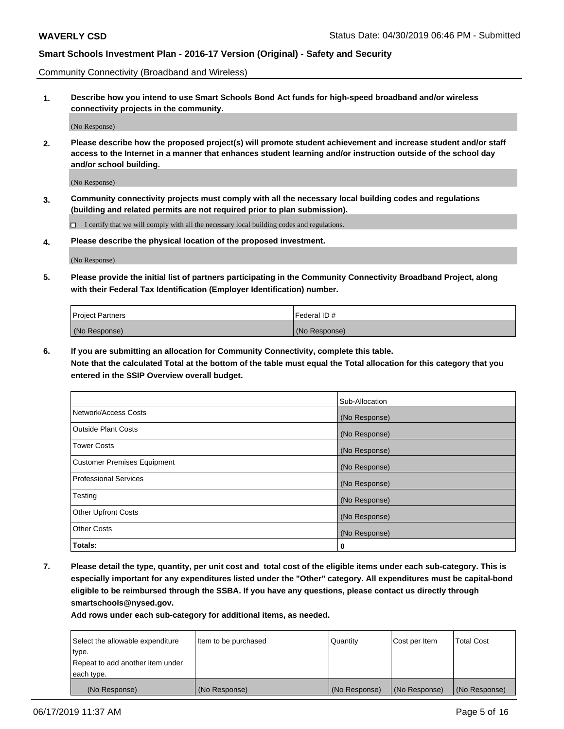Community Connectivity (Broadband and Wireless)

**1. Describe how you intend to use Smart Schools Bond Act funds for high-speed broadband and/or wireless connectivity projects in the community.**

(No Response)

**2. Please describe how the proposed project(s) will promote student achievement and increase student and/or staff access to the Internet in a manner that enhances student learning and/or instruction outside of the school day and/or school building.**

(No Response)

**3. Community connectivity projects must comply with all the necessary local building codes and regulations (building and related permits are not required prior to plan submission).**

☐ I certify that we will comply with all the necessary local building codes and regulations.

**4. Please describe the physical location of the proposed investment.**

(No Response)

**5. Please provide the initial list of partners participating in the Community Connectivity Broadband Project, along with their Federal Tax Identification (Employer Identification) number.**

| Project Partners | Federal ID # |
|---|---|
| (No Response) | (No Response) |

**6. If you are submitting an allocation for Community Connectivity, complete this table. Note that the calculated Total at the bottom of the table must equal the Total allocation for this category that you entered in the SSIP Overview overall budget.**

| | Sub-Allocation |
|---|---|
| Network/Access Costs | (No Response) |
| Outside Plant Costs | (No Response) |
| Tower Costs | (No Response) |
| Customer Premises Equipment | (No Response) |
| Professional Services | (No Response) |
| Testing | (No Response) |
| Other Upfront Costs | (No Response) |
| Other Costs | (No Response) |
| **Totals:** | **0** |

**7. Please detail the type, quantity, per unit cost and total cost of the eligible items under each sub-category. This is especially important for any expenditures listed under the "Other" category. All expenditures must be capital-bond eligible to be reimbursed through the SSBA. If you have any questions, please contact us directly through smartschools@nysed.gov.**

**Add rows under each sub-category for additional items, as needed.**

| Select the allowable expenditure type. Repeat to add another item under each type. | Item to be purchased | Quantity | Cost per Item | Total Cost |
|---|---|---|---|---|
| (No Response) | (No Response) | (No Response) | (No Response) | (No Response) |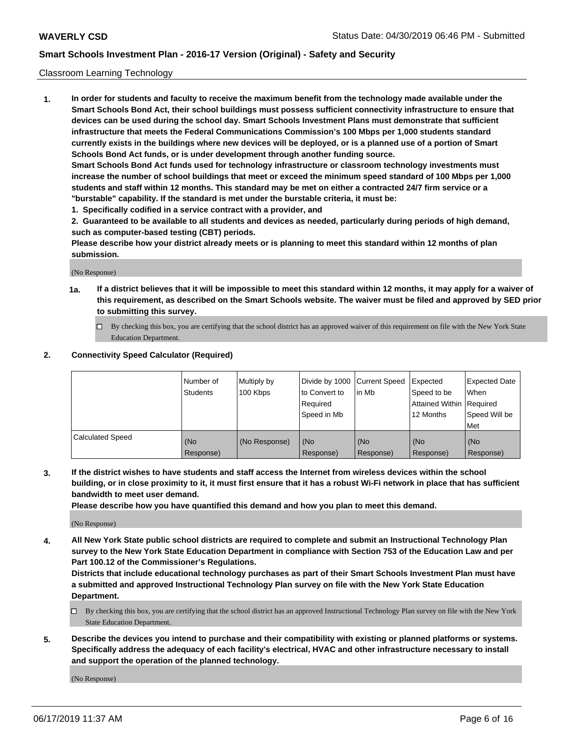Classroom Learning Technology

**1. In order for students and faculty to receive the maximum benefit from the technology made available under the Smart Schools Bond Act, their school buildings must possess sufficient connectivity infrastructure to ensure that devices can be used during the school day. Smart Schools Investment Plans must demonstrate that sufficient infrastructure that meets the Federal Communications Commission's 100 Mbps per 1,000 students standard currently exists in the buildings where new devices will be deployed, or is a planned use of a portion of Smart Schools Bond Act funds, or is under development through another funding source.**

**Smart Schools Bond Act funds used for technology infrastructure or classroom technology investments must increase the number of school buildings that meet or exceed the minimum speed standard of 100 Mbps per 1,000 students and staff within 12 months. This standard may be met on either a contracted 24/7 firm service or a "burstable" capability. If the standard is met under the burstable criteria, it must be:**

**1. Specifically codified in a service contract with a provider, and**

**2. Guaranteed to be available to all students and devices as needed, particularly during periods of high demand, such as computer-based testing (CBT) periods.**

**Please describe how your district already meets or is planning to meet this standard within 12 months of plan submission.**

(No Response)

**1a. If a district believes that it will be impossible to meet this standard within 12 months, it may apply for a waiver of this requirement, as described on the Smart Schools website. The waiver must be filed and approved by SED prior to submitting this survey.**

☐ By checking this box, you are certifying that the school district has an approved waiver of this requirement on file with the New York State Education Department.

**2. Connectivity Speed Calculator (Required)**

| | Number of Students | Multiply by 100 Kbps | Divide by 1000 to Convert to Required Speed in Mb | Current Speed in Mb | Expected Speed to be Attained Within 12 Months | Expected Date When Required Speed Will be Met |
|---|---|---|---|---|---|---|
| Calculated Speed | (No Response) | (No Response) | (No Response) | (No Response) | (No Response) | (No Response) |

**3. If the district wishes to have students and staff access the Internet from wireless devices within the school building, or in close proximity to it, it must first ensure that it has a robust Wi-Fi network in place that has sufficient bandwidth to meet user demand.**

**Please describe how you have quantified this demand and how you plan to meet this demand.**

(No Response)

**4. All New York State public school districts are required to complete and submit an Instructional Technology Plan survey to the New York State Education Department in compliance with Section 753 of the Education Law and per Part 100.12 of the Commissioner's Regulations.**

**Districts that include educational technology purchases as part of their Smart Schools Investment Plan must have a submitted and approved Instructional Technology Plan survey on file with the New York State Education Department.**

☐ By checking this box, you are certifying that the school district has an approved Instructional Technology Plan survey on file with the New York State Education Department.

**5. Describe the devices you intend to purchase and their compatibility with existing or planned platforms or systems. Specifically address the adequacy of each facility's electrical, HVAC and other infrastructure necessary to install and support the operation of the planned technology.**

(No Response)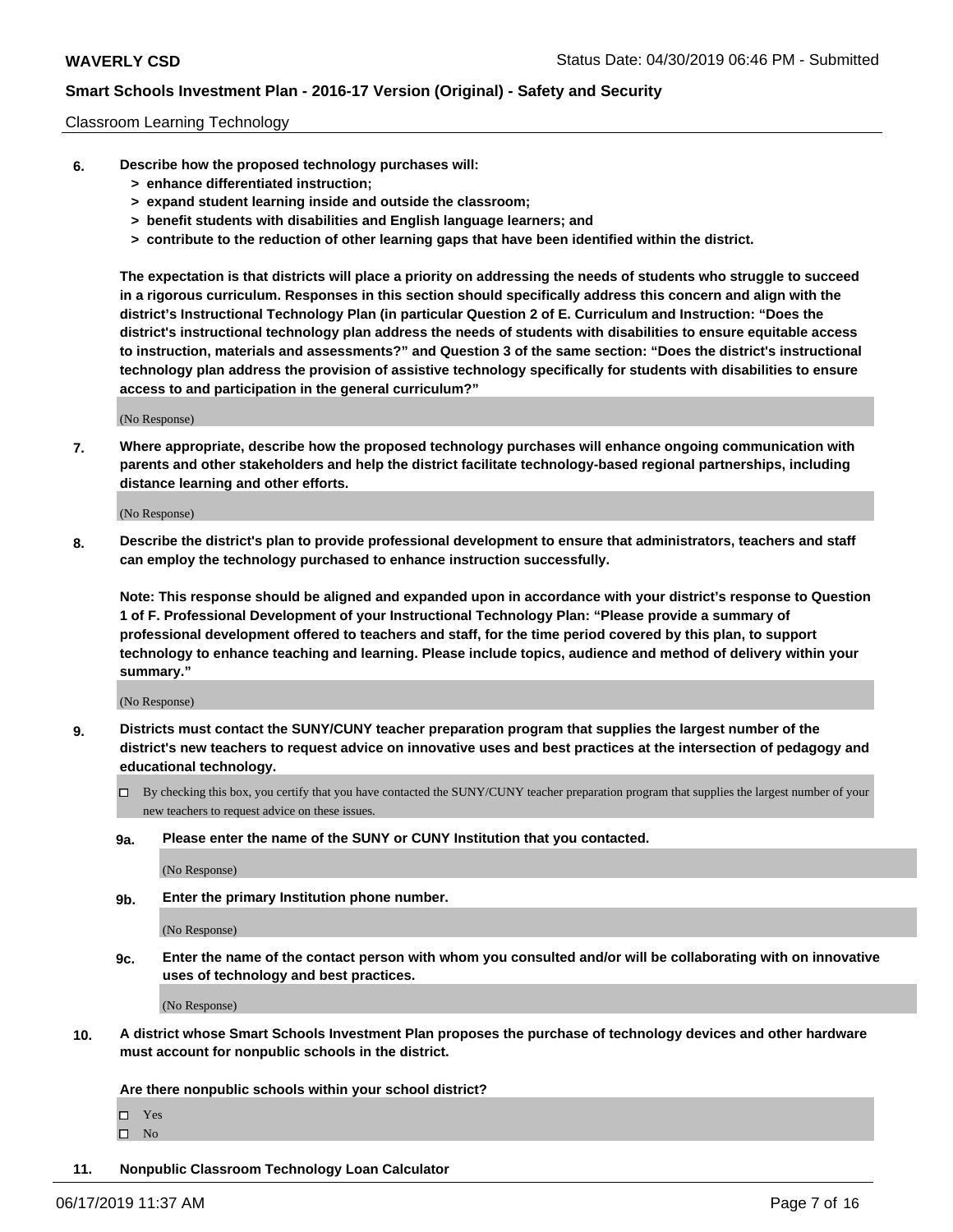Classroom Learning Technology

**6. Describe how the proposed technology purchases will:**
  **> enhance differentiated instruction;**
  **> expand student learning inside and outside the classroom;**
  **> benefit students with disabilities and English language learners; and**
  **> contribute to the reduction of other learning gaps that have been identified within the district.**

**The expectation is that districts will place a priority on addressing the needs of students who struggle to succeed in a rigorous curriculum. Responses in this section should specifically address this concern and align with the district's Instructional Technology Plan (in particular Question 2 of E. Curriculum and Instruction: "Does the district's instructional technology plan address the needs of students with disabilities to ensure equitable access to instruction, materials and assessments?" and Question 3 of the same section: "Does the district's instructional technology plan address the provision of assistive technology specifically for students with disabilities to ensure access to and participation in the general curriculum?"**

(No Response)

**7. Where appropriate, describe how the proposed technology purchases will enhance ongoing communication with parents and other stakeholders and help the district facilitate technology-based regional partnerships, including distance learning and other efforts.**

(No Response)

**8. Describe the district's plan to provide professional development to ensure that administrators, teachers and staff can employ the technology purchased to enhance instruction successfully.**

**Note: This response should be aligned and expanded upon in accordance with your district's response to Question 1 of F. Professional Development of your Instructional Technology Plan: "Please provide a summary of professional development offered to teachers and staff, for the time period covered by this plan, to support technology to enhance teaching and learning. Please include topics, audience and method of delivery within your summary."**

(No Response)

**9. Districts must contact the SUNY/CUNY teacher preparation program that supplies the largest number of the district's new teachers to request advice on innovative uses and best practices at the intersection of pedagogy and educational technology.**

☐ By checking this box, you certify that you have contacted the SUNY/CUNY teacher preparation program that supplies the largest number of your new teachers to request advice on these issues.

**9a. Please enter the name of the SUNY or CUNY Institution that you contacted.**

(No Response)

**9b. Enter the primary Institution phone number.**

(No Response)

**9c. Enter the name of the contact person with whom you consulted and/or will be collaborating with on innovative uses of technology and best practices.**

(No Response)

**10. A district whose Smart Schools Investment Plan proposes the purchase of technology devices and other hardware must account for nonpublic schools in the district.**

**Are there nonpublic schools within your school district?**

☐ Yes
☐ No

**11. Nonpublic Classroom Technology Loan Calculator**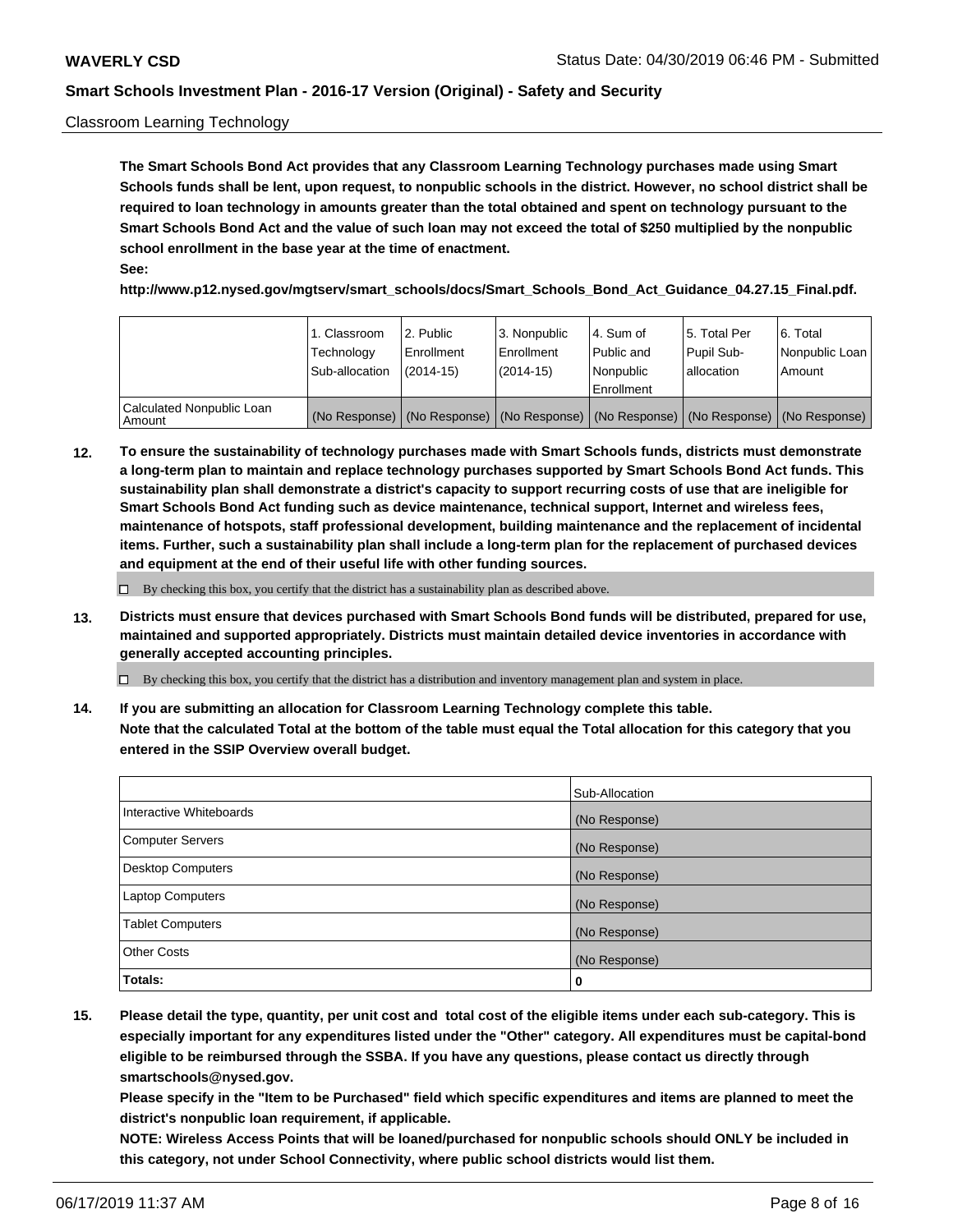Classroom Learning Technology

**The Smart Schools Bond Act provides that any Classroom Learning Technology purchases made using Smart Schools funds shall be lent, upon request, to nonpublic schools in the district. However, no school district shall be required to loan technology in amounts greater than the total obtained and spent on technology pursuant to the Smart Schools Bond Act and the value of such loan may not exceed the total of $250 multiplied by the nonpublic school enrollment in the base year at the time of enactment.**

**See:**

**http://www.p12.nysed.gov/mgtserv/smart_schools/docs/Smart_Schools_Bond_Act_Guidance_04.27.15_Final.pdf.**

| | 1. Classroom Technology Sub-allocation | 2. Public Enrollment (2014-15) | 3. Nonpublic Enrollment (2014-15) | 4. Sum of Public and Nonpublic Enrollment | 5. Total Per Pupil Sub-allocation | 6. Total Nonpublic Loan Amount |
|---|---|---|---|---|---|---|
| Calculated Nonpublic Loan Amount | (No Response) | (No Response) | (No Response) | (No Response) | (No Response) | (No Response) |

**12. To ensure the sustainability of technology purchases made with Smart Schools funds, districts must demonstrate a long-term plan to maintain and replace technology purchases supported by Smart Schools Bond Act funds. This sustainability plan shall demonstrate a district's capacity to support recurring costs of use that are ineligible for Smart Schools Bond Act funding such as device maintenance, technical support, Internet and wireless fees, maintenance of hotspots, staff professional development, building maintenance and the replacement of incidental items. Further, such a sustainability plan shall include a long-term plan for the replacement of purchased devices and equipment at the end of their useful life with other funding sources.**

☐ By checking this box, you certify that the district has a sustainability plan as described above.

**13. Districts must ensure that devices purchased with Smart Schools Bond funds will be distributed, prepared for use, maintained and supported appropriately. Districts must maintain detailed device inventories in accordance with generally accepted accounting principles.**

☐ By checking this box, you certify that the district has a distribution and inventory management plan and system in place.

**14. If you are submitting an allocation for Classroom Learning Technology complete this table. Note that the calculated Total at the bottom of the table must equal the Total allocation for this category that you entered in the SSIP Overview overall budget.**

| | Sub-Allocation |
|---|---|
| Interactive Whiteboards | (No Response) |
| Computer Servers | (No Response) |
| Desktop Computers | (No Response) |
| Laptop Computers | (No Response) |
| Tablet Computers | (No Response) |
| Other Costs | (No Response) |
| **Totals:** | **0** |

**15. Please detail the type, quantity, per unit cost and total cost of the eligible items under each sub-category. This is especially important for any expenditures listed under the "Other" category. All expenditures must be capital-bond eligible to be reimbursed through the SSBA. If you have any questions, please contact us directly through smartschools@nysed.gov.**

**Please specify in the "Item to be Purchased" field which specific expenditures and items are planned to meet the district's nonpublic loan requirement, if applicable.**

**NOTE: Wireless Access Points that will be loaned/purchased for nonpublic schools should ONLY be included in this category, not under School Connectivity, where public school districts would list them.**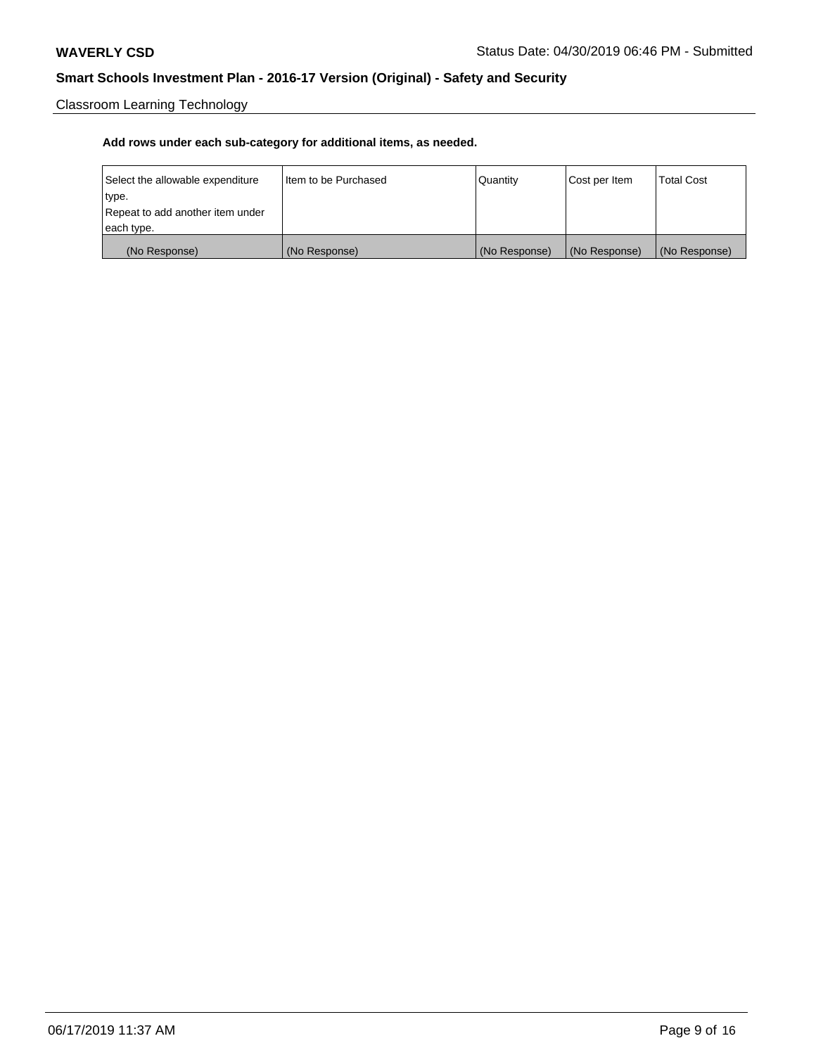Classroom Learning Technology

**Add rows under each sub-category for additional items, as needed.**

| Select the allowable expenditure type. Repeat to add another item under each type. | Item to be Purchased | Quantity | Cost per Item | Total Cost |
|---|---|---|---|---|
| (No Response) | (No Response) | (No Response) | (No Response) | (No Response) |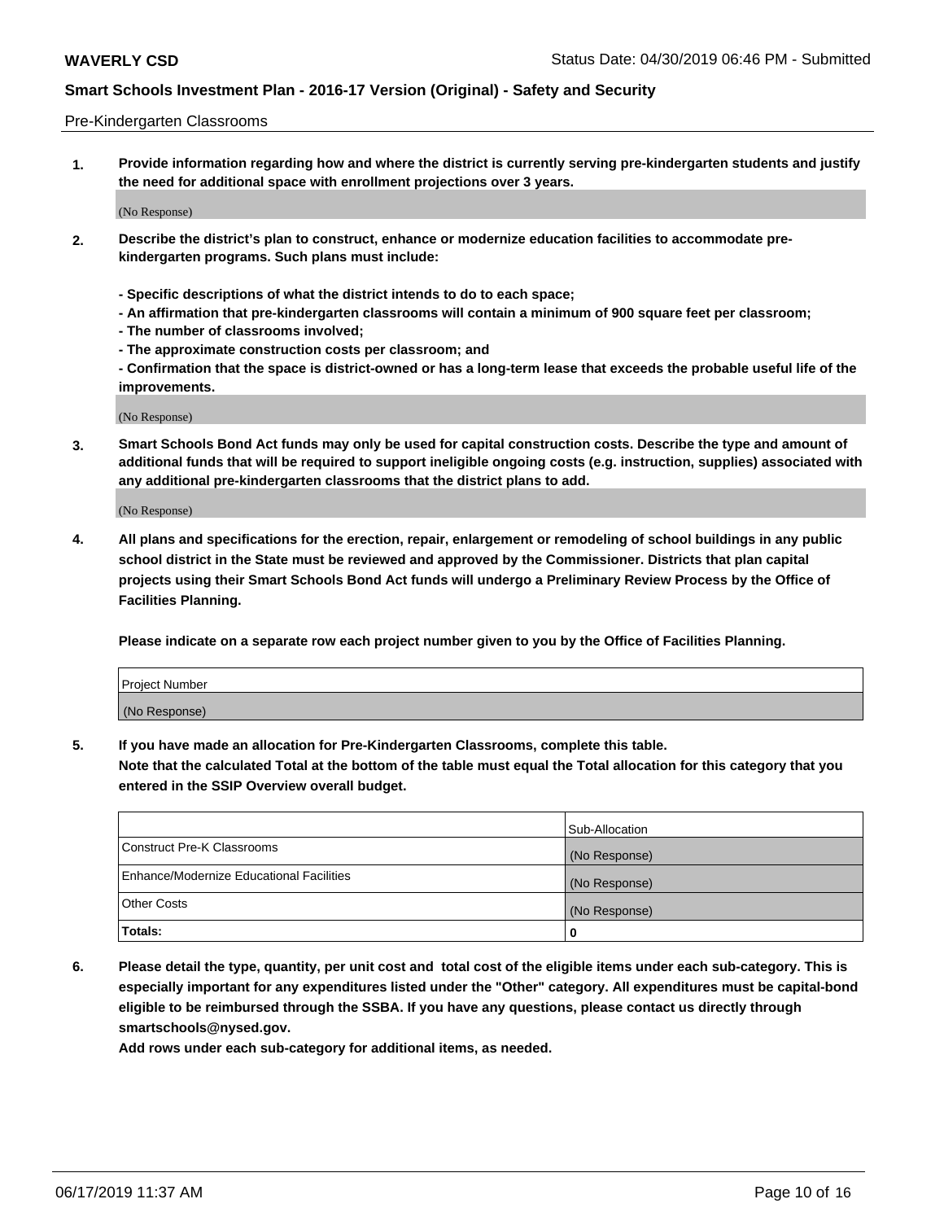Pre-Kindergarten Classrooms

**1. Provide information regarding how and where the district is currently serving pre-kindergarten students and justify the need for additional space with enrollment projections over 3 years.**

(No Response)

**2. Describe the district's plan to construct, enhance or modernize education facilities to accommodate pre-kindergarten programs. Such plans must include:**

**- Specific descriptions of what the district intends to do to each space;**
**- An affirmation that pre-kindergarten classrooms will contain a minimum of 900 square feet per classroom;**
**- The number of classrooms involved;**
**- The approximate construction costs per classroom; and**
**- Confirmation that the space is district-owned or has a long-term lease that exceeds the probable useful life of the improvements.**

(No Response)

**3. Smart Schools Bond Act funds may only be used for capital construction costs. Describe the type and amount of additional funds that will be required to support ineligible ongoing costs (e.g. instruction, supplies) associated with any additional pre-kindergarten classrooms that the district plans to add.**

(No Response)

**4. All plans and specifications for the erection, repair, enlargement or remodeling of school buildings in any public school district in the State must be reviewed and approved by the Commissioner. Districts that plan capital projects using their Smart Schools Bond Act funds will undergo a Preliminary Review Process by the Office of Facilities Planning.**

**Please indicate on a separate row each project number given to you by the Office of Facilities Planning.**

| Project Number |
|---|
| (No Response) |

**5. If you have made an allocation for Pre-Kindergarten Classrooms, complete this table.**
**Note that the calculated Total at the bottom of the table must equal the Total allocation for this category that you entered in the SSIP Overview overall budget.**

| | Sub-Allocation |
|---|---|
| Construct Pre-K Classrooms | (No Response) |
| Enhance/Modernize Educational Facilities | (No Response) |
| Other Costs | (No Response) |
| **Totals:** | **0** |

**6. Please detail the type, quantity, per unit cost and total cost of the eligible items under each sub-category. This is especially important for any expenditures listed under the "Other" category. All expenditures must be capital-bond eligible to be reimbursed through the SSBA. If you have any questions, please contact us directly through smartschools@nysed.gov.**
**Add rows under each sub-category for additional items, as needed.**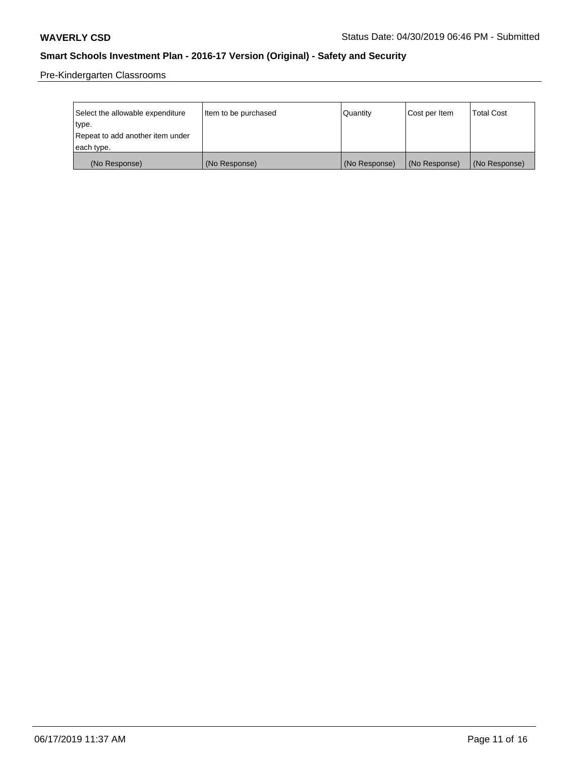## Smart Schools Investment Plan - 2016-17 Version (Original) - Safety and Security

Pre-Kindergarten Classrooms

| Select the allowable expenditure type. Repeat to add another item under each type. | Item to be purchased | Quantity | Cost per Item | Total Cost |
| --- | --- | --- | --- | --- |
| (No Response) | (No Response) | (No Response) | (No Response) | (No Response) |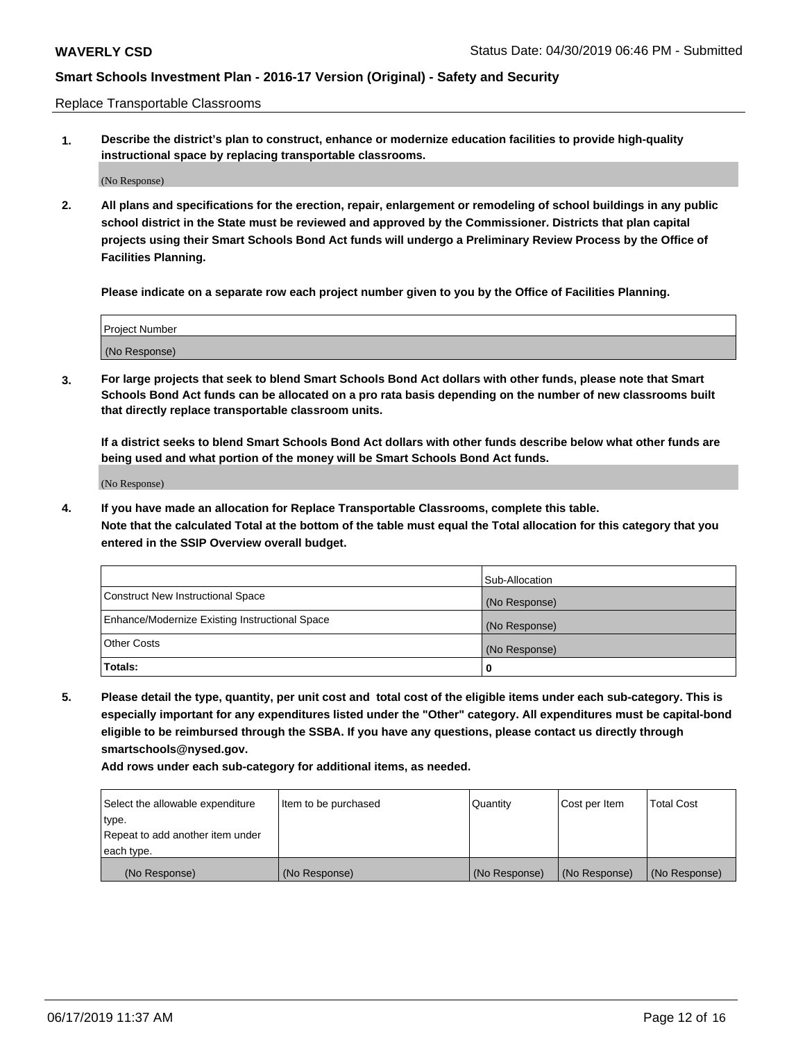Replace Transportable Classrooms

1. **Describe the district's plan to construct, enhance or modernize education facilities to provide high-quality instructional space by replacing transportable classrooms.**

(No Response)

2. **All plans and specifications for the erection, repair, enlargement or remodeling of school buildings in any public school district in the State must be reviewed and approved by the Commissioner. Districts that plan capital projects using their Smart Schools Bond Act funds will undergo a Preliminary Review Process by the Office of Facilities Planning.**

**Please indicate on a separate row each project number given to you by the Office of Facilities Planning.**

| Project Number |
|---|
| (No Response) |

3. **For large projects that seek to blend Smart Schools Bond Act dollars with other funds, please note that Smart Schools Bond Act funds can be allocated on a pro rata basis depending on the number of new classrooms built that directly replace transportable classroom units.**

**If a district seeks to blend Smart Schools Bond Act dollars with other funds describe below what other funds are being used and what portion of the money will be Smart Schools Bond Act funds.**

(No Response)

4. **If you have made an allocation for Replace Transportable Classrooms, complete this table. Note that the calculated Total at the bottom of the table must equal the Total allocation for this category that you entered in the SSIP Overview overall budget.**

| | Sub-Allocation |
|---|---|
| Construct New Instructional Space | (No Response) |
| Enhance/Modernize Existing Instructional Space | (No Response) |
| Other Costs | (No Response) |
| **Totals:** | **0** |

5. **Please detail the type, quantity, per unit cost and total cost of the eligible items under each sub-category. This is especially important for any expenditures listed under the "Other" category. All expenditures must be capital-bond eligible to be reimbursed through the SSBA. If you have any questions, please contact us directly through smartschools@nysed.gov.**

**Add rows under each sub-category for additional items, as needed.**

| Select the allowable expenditure type. Repeat to add another item under each type. | Item to be purchased | Quantity | Cost per Item | Total Cost |
|---|---|---|---|---|
| (No Response) | (No Response) | (No Response) | (No Response) | (No Response) |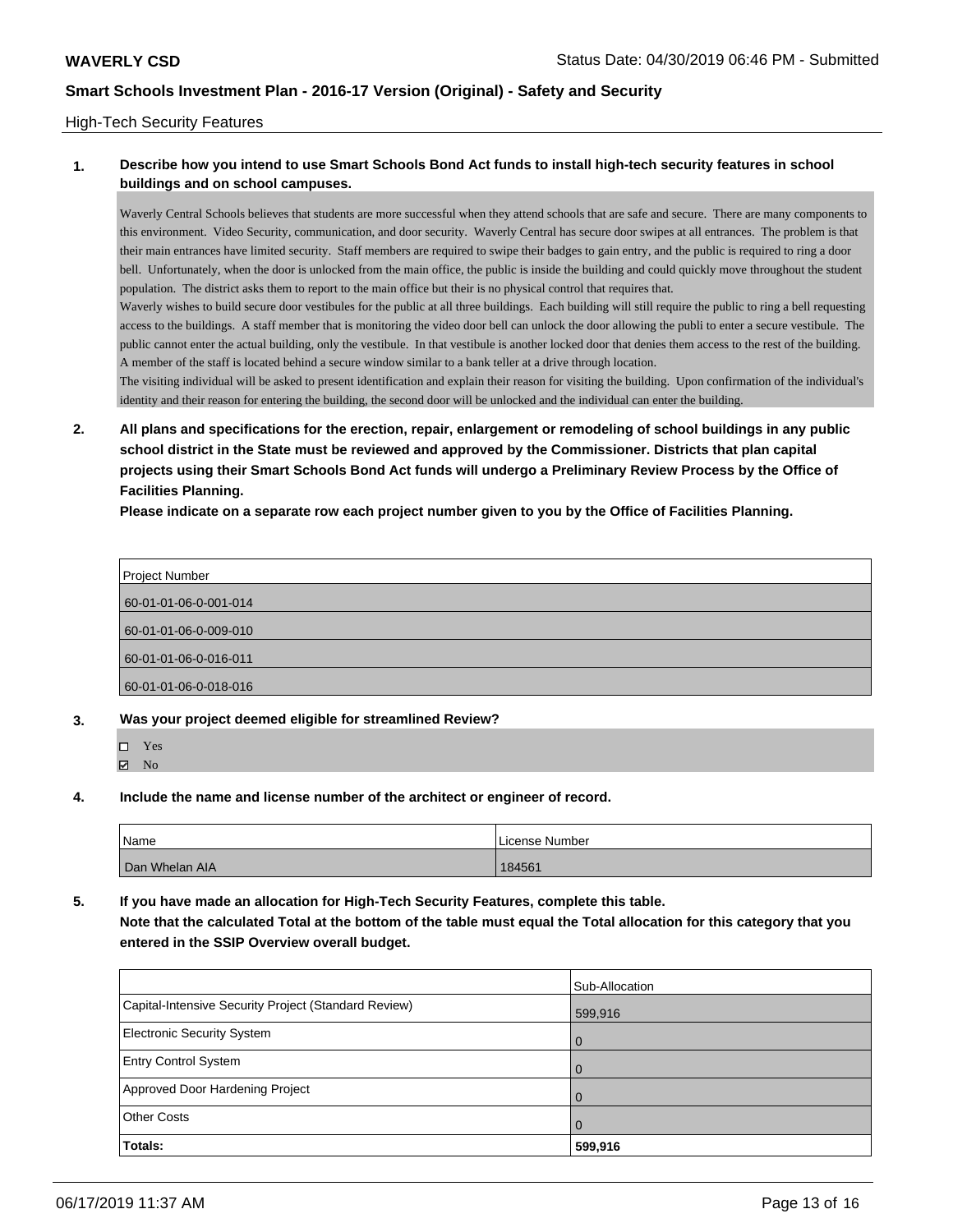High-Tech Security Features

**1. Describe how you intend to use Smart Schools Bond Act funds to install high-tech security features in school buildings and on school campuses.**

Waverly Central Schools believes that students are more successful when they attend schools that are safe and secure. There are many components to this environment. Video Security, communication, and door security. Waverly Central has secure door swipes at all entrances. The problem is that their main entrances have limited security. Staff members are required to swipe their badges to gain entry, and the public is required to ring a door bell. Unfortunately, when the door is unlocked from the main office, the public is inside the building and could quickly move throughout the student population. The district asks them to report to the main office but their is no physical control that requires that.

Waverly wishes to build secure door vestibules for the public at all three buildings. Each building will still require the public to ring a bell requesting access to the buildings. A staff member that is monitoring the video door bell can unlock the door allowing the publi to enter a secure vestibule. The public cannot enter the actual building, only the vestibule. In that vestibule is another locked door that denies them access to the rest of the building. A member of the staff is located behind a secure window similar to a bank teller at a drive through location.

The visiting individual will be asked to present identification and explain their reason for visiting the building. Upon confirmation of the individual's identity and their reason for entering the building, the second door will be unlocked and the individual can enter the building.

**2. All plans and specifications for the erection, repair, enlargement or remodeling of school buildings in any public school district in the State must be reviewed and approved by the Commissioner. Districts that plan capital projects using their Smart Schools Bond Act funds will undergo a Preliminary Review Process by the Office of Facilities Planning.**

**Please indicate on a separate row each project number given to you by the Office of Facilities Planning.**

| Project Number |
|---|
| 60-01-01-06-0-001-014 |
| 60-01-01-06-0-009-010 |
| 60-01-01-06-0-016-011 |
| 60-01-01-06-0-018-016 |

**3. Was your project deemed eligible for streamlined Review?**

- ☐ Yes
- ☑ No

**4. Include the name and license number of the architect or engineer of record.**

| Name | License Number |
|---|---|
| Dan Whelan AIA | 184561 |

**5. If you have made an allocation for High-Tech Security Features, complete this table.**
**Note that the calculated Total at the bottom of the table must equal the Total allocation for this category that you entered in the SSIP Overview overall budget.**

| | Sub-Allocation |
|---|---|
| Capital-Intensive Security Project (Standard Review) | 599,916 |
| Electronic Security System | 0 |
| Entry Control System | 0 |
| Approved Door Hardening Project | 0 |
| Other Costs | 0 |
| **Totals:** | **599,916** |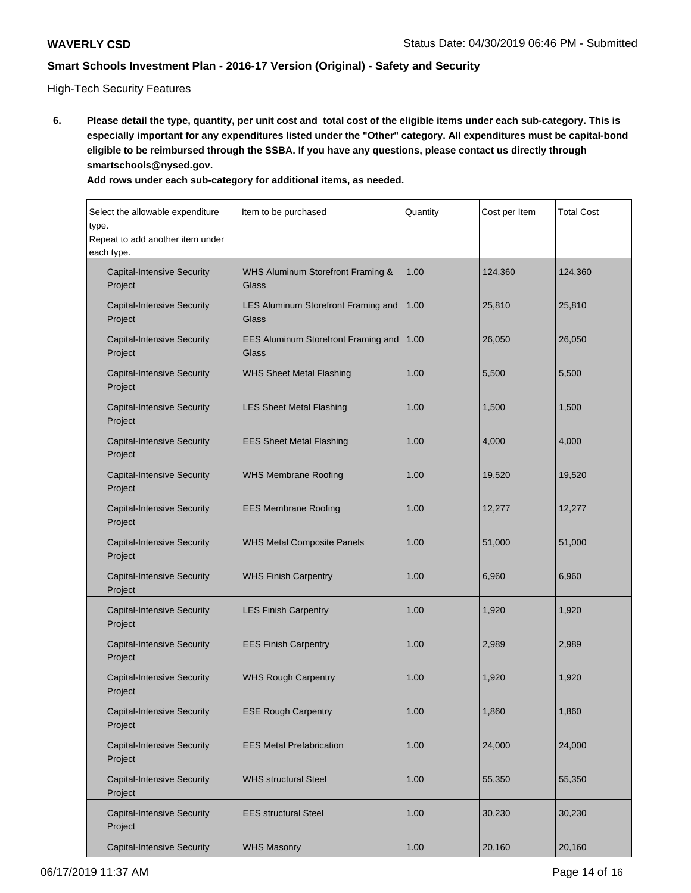High-Tech Security Features

**6. Please detail the type, quantity, per unit cost and total cost of the eligible items under each sub-category. This is especially important for any expenditures listed under the "Other" category. All expenditures must be capital-bond eligible to be reimbursed through the SSBA. If you have any questions, please contact us directly through smartschools@nysed.gov.**

**Add rows under each sub-category for additional items, as needed.**

| Select the allowable expenditure type. Repeat to add another item under each type. | Item to be purchased | Quantity | Cost per Item | Total Cost |
|---|---|---|---|---|
| Capital-Intensive Security Project | WHS Aluminum Storefront Framing & Glass | 1.00 | 124,360 | 124,360 |
| Capital-Intensive Security Project | LES Aluminum Storefront Framing and Glass | 1.00 | 25,810 | 25,810 |
| Capital-Intensive Security Project | EES Aluminum Storefront Framing and Glass | 1.00 | 26,050 | 26,050 |
| Capital-Intensive Security Project | WHS Sheet Metal Flashing | 1.00 | 5,500 | 5,500 |
| Capital-Intensive Security Project | LES Sheet Metal Flashing | 1.00 | 1,500 | 1,500 |
| Capital-Intensive Security Project | EES Sheet Metal Flashing | 1.00 | 4,000 | 4,000 |
| Capital-Intensive Security Project | WHS Membrane Roofing | 1.00 | 19,520 | 19,520 |
| Capital-Intensive Security Project | EES Membrane Roofing | 1.00 | 12,277 | 12,277 |
| Capital-Intensive Security Project | WHS Metal Composite Panels | 1.00 | 51,000 | 51,000 |
| Capital-Intensive Security Project | WHS Finish Carpentry | 1.00 | 6,960 | 6,960 |
| Capital-Intensive Security Project | LES Finish Carpentry | 1.00 | 1,920 | 1,920 |
| Capital-Intensive Security Project | EES Finish Carpentry | 1.00 | 2,989 | 2,989 |
| Capital-Intensive Security Project | WHS Rough Carpentry | 1.00 | 1,920 | 1,920 |
| Capital-Intensive Security Project | ESE Rough Carpentry | 1.00 | 1,860 | 1,860 |
| Capital-Intensive Security Project | EES Metal Prefabrication | 1.00 | 24,000 | 24,000 |
| Capital-Intensive Security Project | WHS structural Steel | 1.00 | 55,350 | 55,350 |
| Capital-Intensive Security Project | EES structural Steel | 1.00 | 30,230 | 30,230 |
| Capital-Intensive Security | WHS Masonry | 1.00 | 20,160 | 20,160 |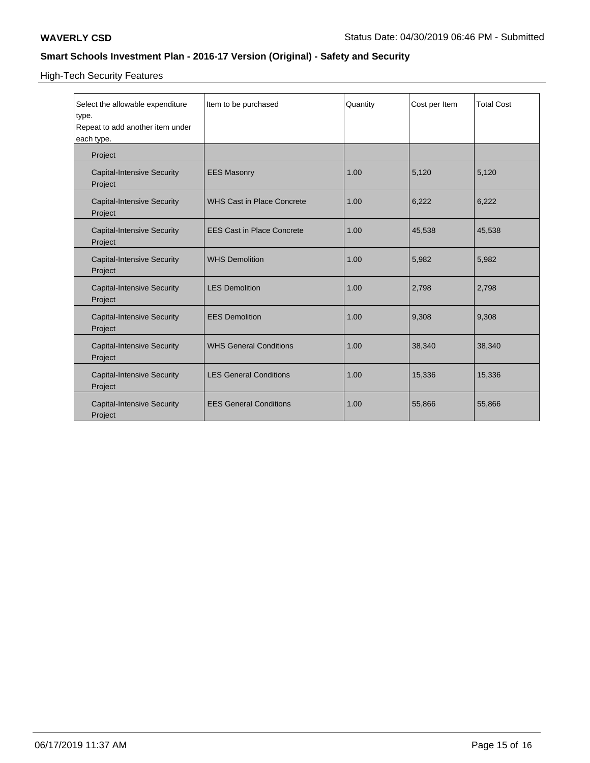## Smart Schools Investment Plan - 2016-17 Version (Original) - Safety and Security

High-Tech Security Features

| Select the allowable expenditure type. Repeat to add another item under each type. | Item to be purchased | Quantity | Cost per Item | Total Cost |
|---|---|---|---|---|
| Project | | | | |
| Capital-Intensive Security Project | EES Masonry | 1.00 | 5,120 | 5,120 |
| Capital-Intensive Security Project | WHS Cast in Place Concrete | 1.00 | 6,222 | 6,222 |
| Capital-Intensive Security Project | EES Cast in Place Concrete | 1.00 | 45,538 | 45,538 |
| Capital-Intensive Security Project | WHS Demolition | 1.00 | 5,982 | 5,982 |
| Capital-Intensive Security Project | LES Demolition | 1.00 | 2,798 | 2,798 |
| Capital-Intensive Security Project | EES Demolition | 1.00 | 9,308 | 9,308 |
| Capital-Intensive Security Project | WHS General Conditions | 1.00 | 38,340 | 38,340 |
| Capital-Intensive Security Project | LES General Conditions | 1.00 | 15,336 | 15,336 |
| Capital-Intensive Security Project | EES General Conditions | 1.00 | 55,866 | 55,866 |